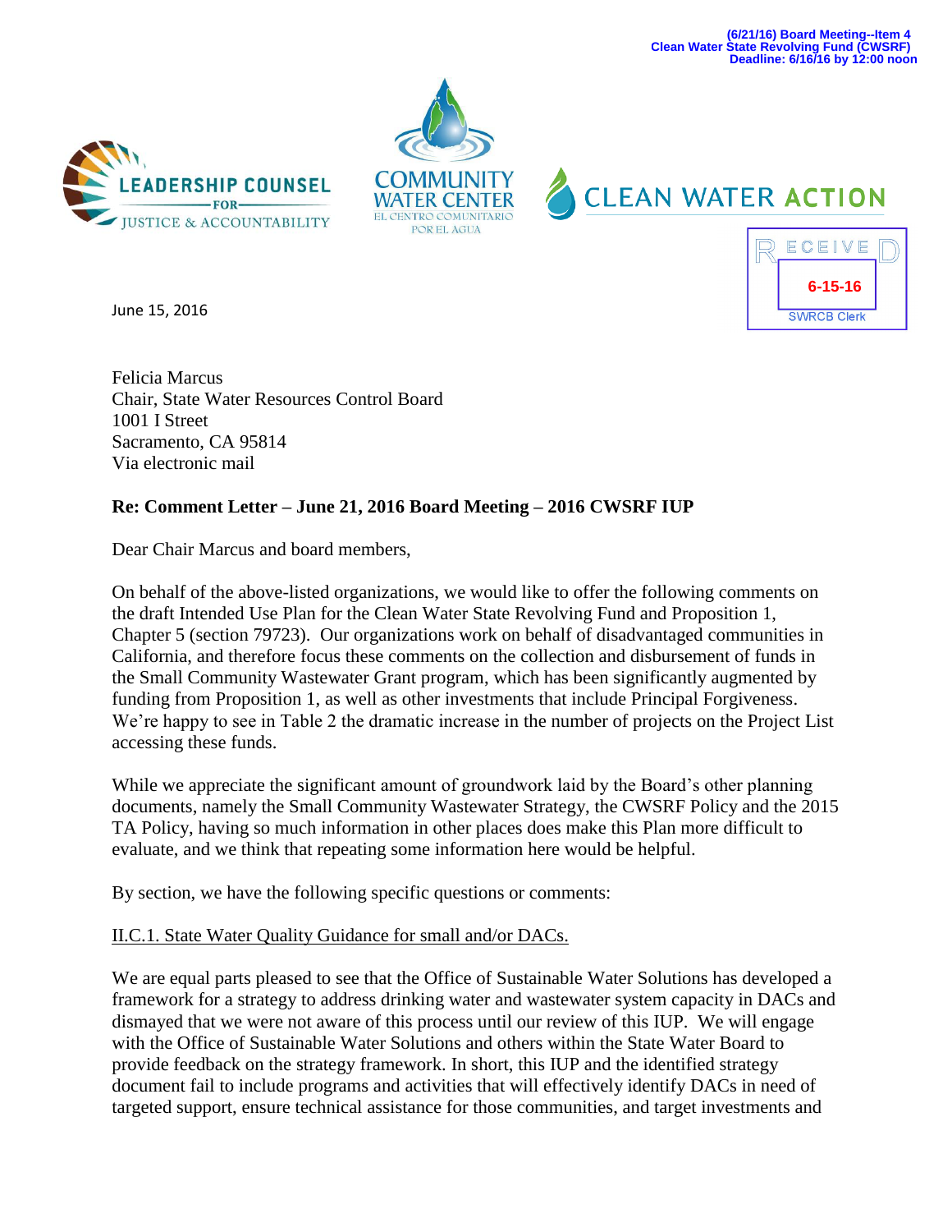(6/21/16) Board Meeting--Item 4
Clean Water State Revolving Fund (CWSRF)
Deadline: 6/16/16 by 12:00 noon

LEADERSHIP COUNSEL FOR JUSTICE & ACCOUNTABILITY

COMMUNITY WATER CENTER
EL CENTRO COMUNITARIO POR EL AGUA

CLEAN WATER ACTION

RECEIVED
6-15-16
SWRCB Clerk

June 15, 2016

Felicia Marcus
Chair, State Water Resources Control Board
1001 I Street
Sacramento, CA 95814
Via electronic mail

**Re: Comment Letter – June 21, 2016 Board Meeting – 2016 CWSRF IUP**

Dear Chair Marcus and board members,

On behalf of the above-listed organizations, we would like to offer the following comments on the draft Intended Use Plan for the Clean Water State Revolving Fund and Proposition 1, Chapter 5 (section 79723). Our organizations work on behalf of disadvantaged communities in California, and therefore focus these comments on the collection and disbursement of funds in the Small Community Wastewater Grant program, which has been significantly augmented by funding from Proposition 1, as well as other investments that include Principal Forgiveness. We're happy to see in Table 2 the dramatic increase in the number of projects on the Project List accessing these funds.

While we appreciate the significant amount of groundwork laid by the Board's other planning documents, namely the Small Community Wastewater Strategy, the CWSRF Policy and the 2015 TA Policy, having so much information in other places does make this Plan more difficult to evaluate, and we think that repeating some information here would be helpful.

By section, we have the following specific questions or comments:

II.C.1. State Water Quality Guidance for small and/or DACs.

We are equal parts pleased to see that the Office of Sustainable Water Solutions has developed a framework for a strategy to address drinking water and wastewater system capacity in DACs and dismayed that we were not aware of this process until our review of this IUP. We will engage with the Office of Sustainable Water Solutions and others within the State Water Board to provide feedback on the strategy framework. In short, this IUP and the identified strategy document fail to include programs and activities that will effectively identify DACs in need of targeted support, ensure technical assistance for those communities, and target investments and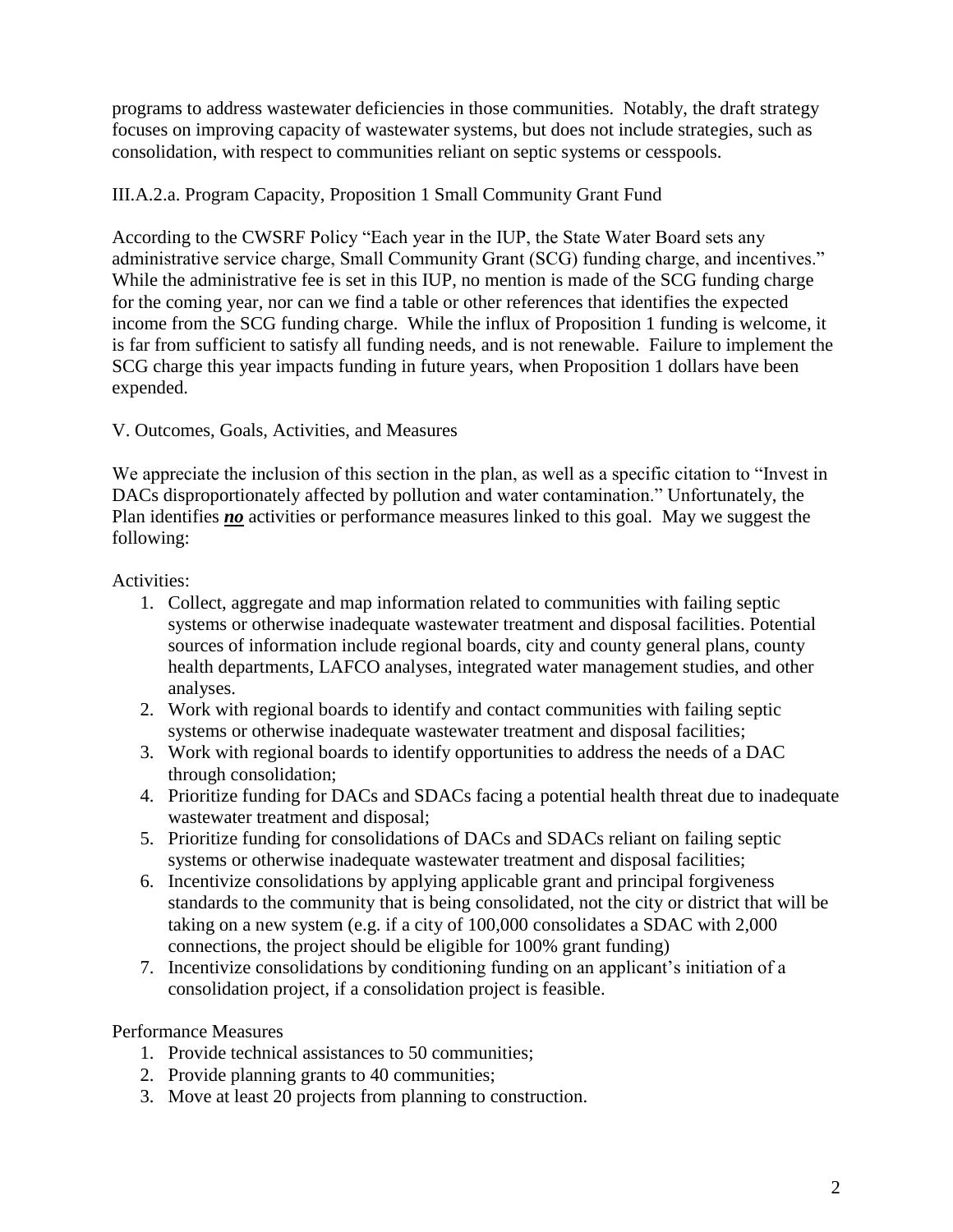programs to address wastewater deficiencies in those communities. Notably, the draft strategy focuses on improving capacity of wastewater systems, but does not include strategies, such as consolidation, with respect to communities reliant on septic systems or cesspools.

III.A.2.a. Program Capacity, Proposition 1 Small Community Grant Fund

According to the CWSRF Policy "Each year in the IUP, the State Water Board sets any administrative service charge, Small Community Grant (SCG) funding charge, and incentives." While the administrative fee is set in this IUP, no mention is made of the SCG funding charge for the coming year, nor can we find a table or other references that identifies the expected income from the SCG funding charge. While the influx of Proposition 1 funding is welcome, it is far from sufficient to satisfy all funding needs, and is not renewable. Failure to implement the SCG charge this year impacts funding in future years, when Proposition 1 dollars have been expended.

V. Outcomes, Goals, Activities, and Measures

We appreciate the inclusion of this section in the plan, as well as a specific citation to "Invest in DACs disproportionately affected by pollution and water contamination." Unfortunately, the Plan identifies ***no*** activities or performance measures linked to this goal. May we suggest the following:

Activities:

1. Collect, aggregate and map information related to communities with failing septic systems or otherwise inadequate wastewater treatment and disposal facilities. Potential sources of information include regional boards, city and county general plans, county health departments, LAFCO analyses, integrated water management studies, and other analyses.
2. Work with regional boards to identify and contact communities with failing septic systems or otherwise inadequate wastewater treatment and disposal facilities;
3. Work with regional boards to identify opportunities to address the needs of a DAC through consolidation;
4. Prioritize funding for DACs and SDACs facing a potential health threat due to inadequate wastewater treatment and disposal;
5. Prioritize funding for consolidations of DACs and SDACs reliant on failing septic systems or otherwise inadequate wastewater treatment and disposal facilities;
6. Incentivize consolidations by applying applicable grant and principal forgiveness standards to the community that is being consolidated, not the city or district that will be taking on a new system (e.g. if a city of 100,000 consolidates a SDAC with 2,000 connections, the project should be eligible for 100% grant funding)
7. Incentivize consolidations by conditioning funding on an applicant's initiation of a consolidation project, if a consolidation project is feasible.

Performance Measures

1. Provide technical assistances to 50 communities;
2. Provide planning grants to 40 communities;
3. Move at least 20 projects from planning to construction.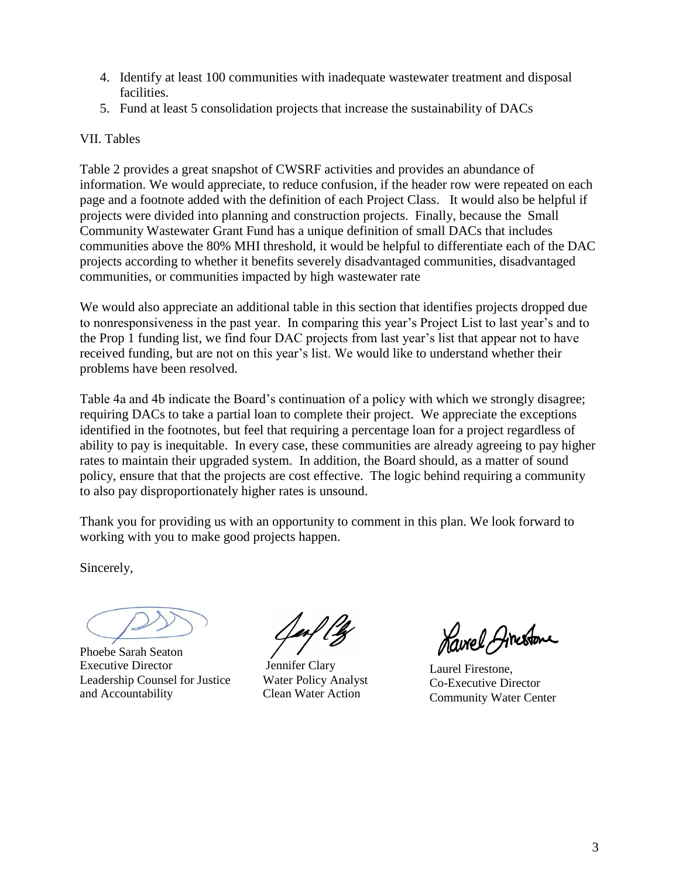4. Identify at least 100 communities with inadequate wastewater treatment and disposal facilities.
5. Fund at least 5 consolidation projects that increase the sustainability of DACs

VII. Tables

Table 2 provides a great snapshot of CWSRF activities and provides an abundance of information. We would appreciate, to reduce confusion, if the header row were repeated on each page and a footnote added with the definition of each Project Class. It would also be helpful if projects were divided into planning and construction projects. Finally, because the Small Community Wastewater Grant Fund has a unique definition of small DACs that includes communities above the 80% MHI threshold, it would be helpful to differentiate each of the DAC projects according to whether it benefits severely disadvantaged communities, disadvantaged communities, or communities impacted by high wastewater rate

We would also appreciate an additional table in this section that identifies projects dropped due to nonresponsiveness in the past year. In comparing this year's Project List to last year's and to the Prop 1 funding list, we find four DAC projects from last year's list that appear not to have received funding, but are not on this year's list. We would like to understand whether their problems have been resolved.

Table 4a and 4b indicate the Board's continuation of a policy with which we strongly disagree; requiring DACs to take a partial loan to complete their project. We appreciate the exceptions identified in the footnotes, but feel that requiring a percentage loan for a project regardless of ability to pay is inequitable. In every case, these communities are already agreeing to pay higher rates to maintain their upgraded system. In addition, the Board should, as a matter of sound policy, ensure that that the projects are cost effective. The logic behind requiring a community to also pay disproportionately higher rates is unsound.

Thank you for providing us with an opportunity to comment in this plan. We look forward to working with you to make good projects happen.

Sincerely,

Phoebe Sarah Seaton
Executive Director
Leadership Counsel for Justice and Accountability

Jennifer Clary
Water Policy Analyst
Clean Water Action

Laurel Firestone,
Co-Executive Director
Community Water Center